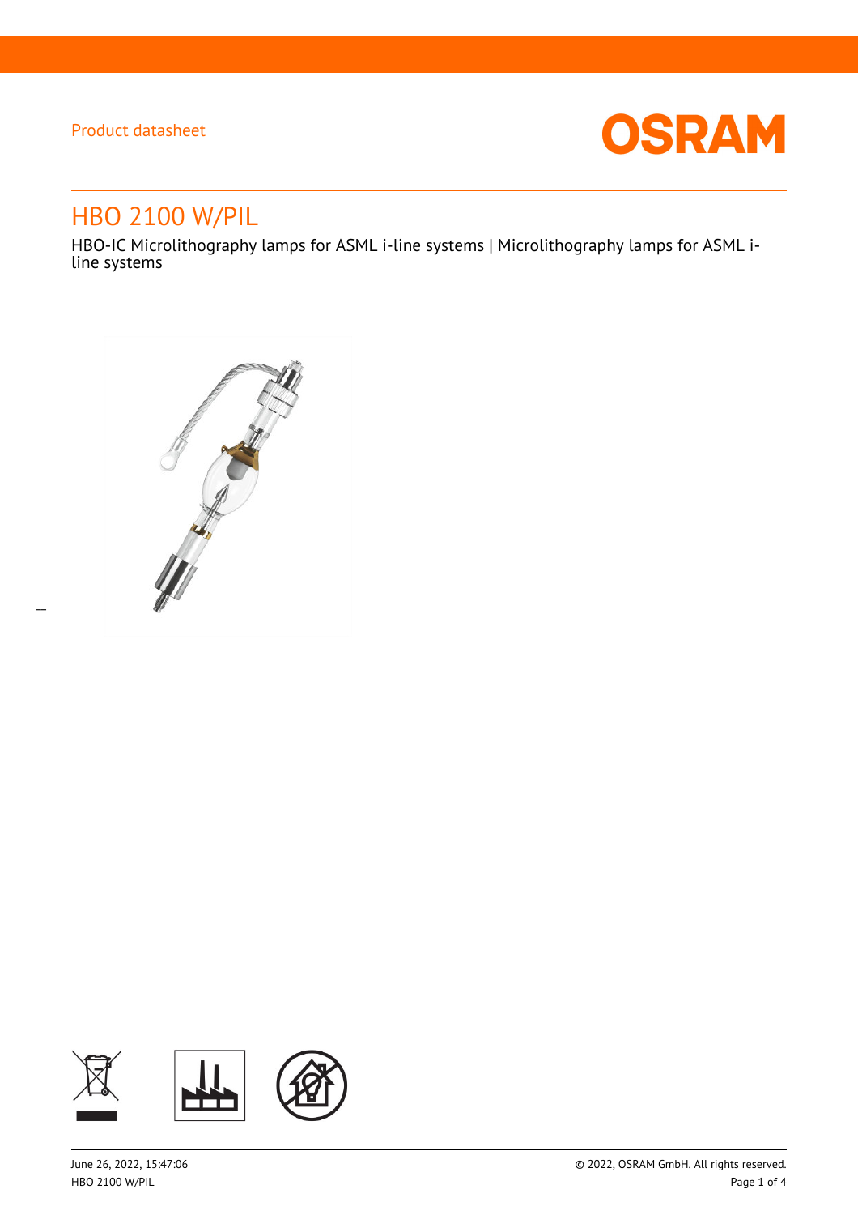Product datasheet

# HBO 2100 W/PIL

HBO-IC Microlithography lamps for ASML i-line systems | Microlithography lamps for ASML i-line systems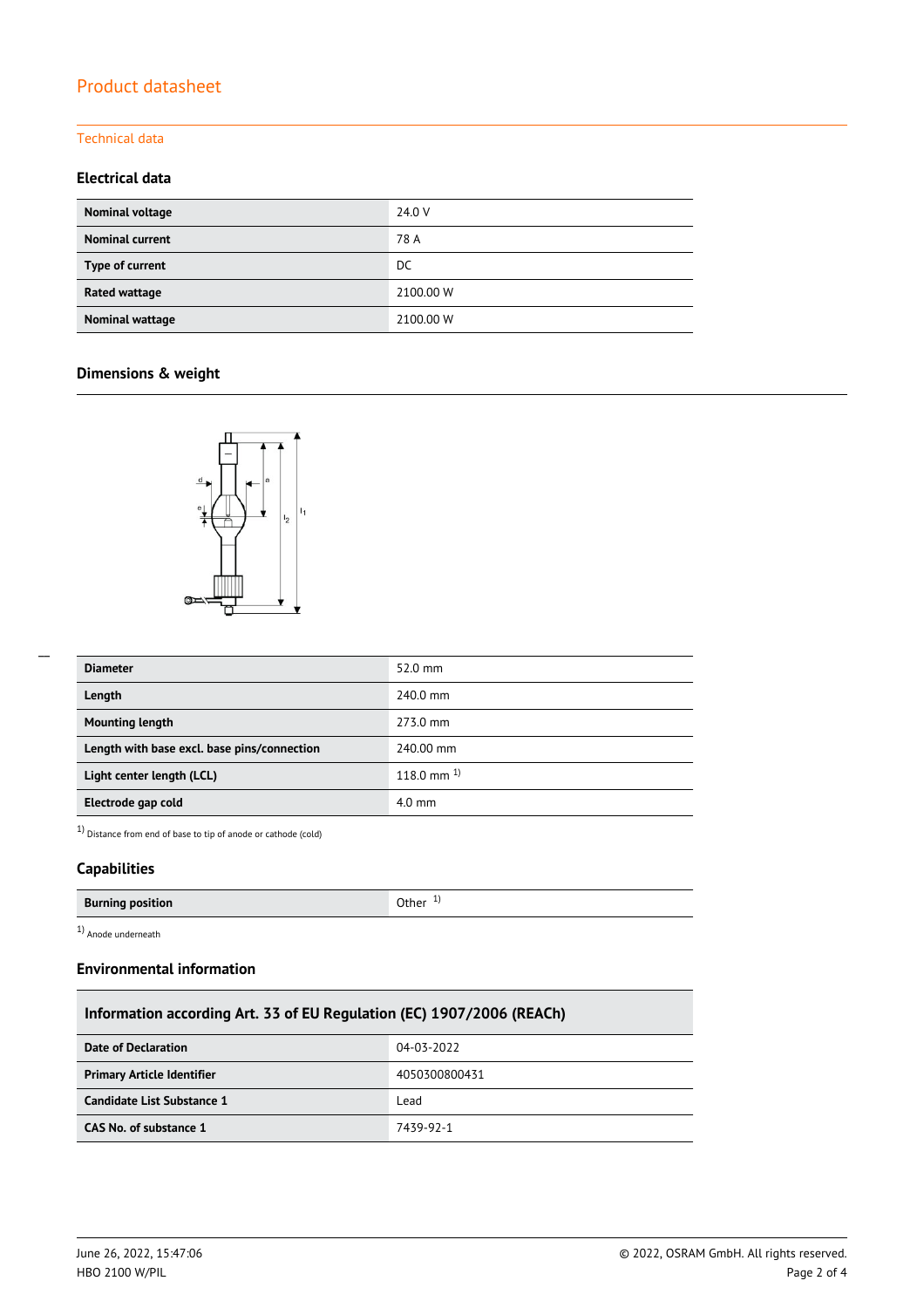# Product datasheet

## Technical data

### Electrical data

| Nominal voltage | 24.0 V |
|---|---|
| Nominal current | 78 A |
| Type of current | DC |
| Rated wattage | 2100.00 W |
| Nominal wattage | 2100.00 W |

### Dimensions & weight

| Diameter | 52.0 mm |
|---|---|
| Length | 240.0 mm |
| Mounting length | 273.0 mm |
| Length with base excl. base pins/connection | 240.00 mm |
| Light center length (LCL) | 118.0 mm [1] |
| Electrode gap cold | 4.0 mm |

[1] Distance from end of base to tip of anode or cathode (cold)

### Capabilities

| Burning position | Other [1] |
|---|---|

[1] Anode underneath

### Environmental information

| Information according Art. 33 of EU Regulation (EC) 1907/2006 (REACh) | |
|---|---|
| Date of Declaration | 04-03-2022 |
| Primary Article Identifier | 4050300800431 |
| Candidate List Substance 1 | Lead |
| CAS No. of substance 1 | 7439-92-1 |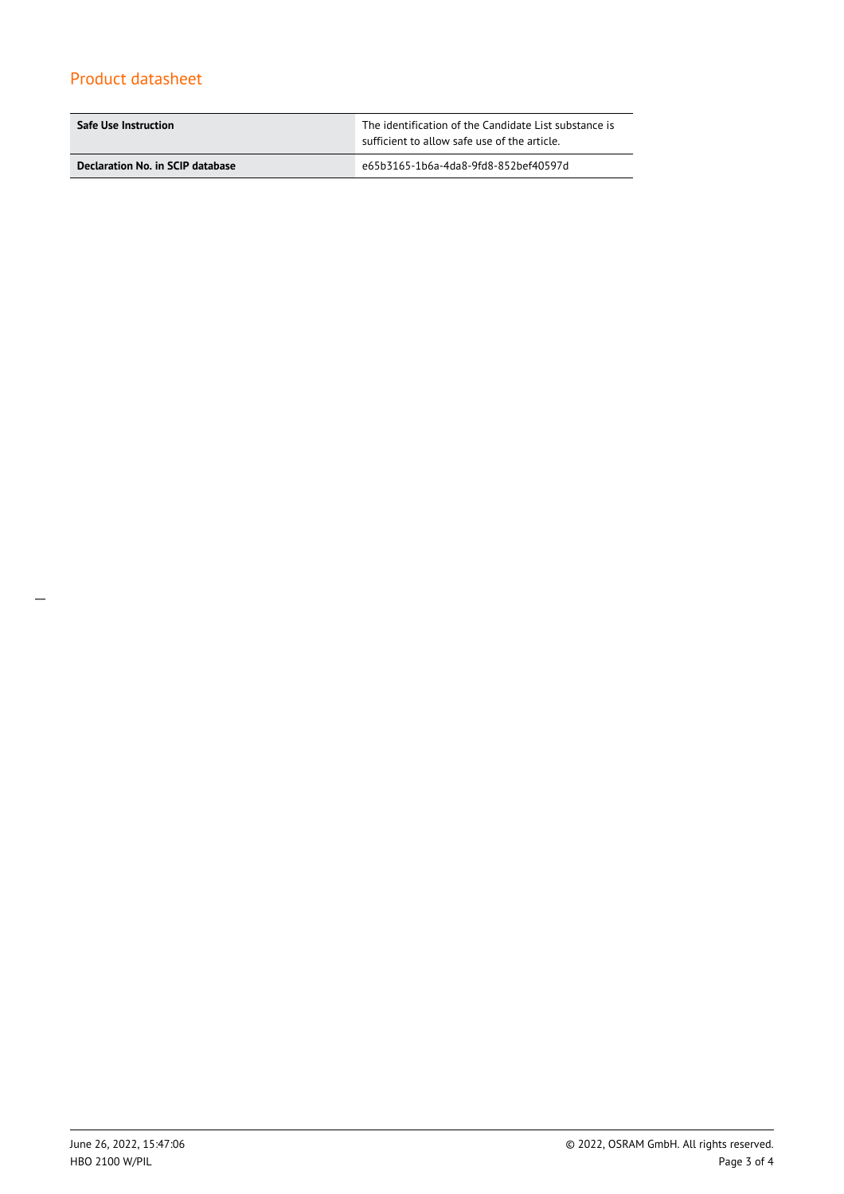| | |
|---|---|
| **Safe Use Instruction** | The identification of the Candidate List substance is sufficient to allow safe use of the article. |
| **Declaration No. in SCIP database** | e65b3165-1b6a-4da8-9fd8-852bef40597d |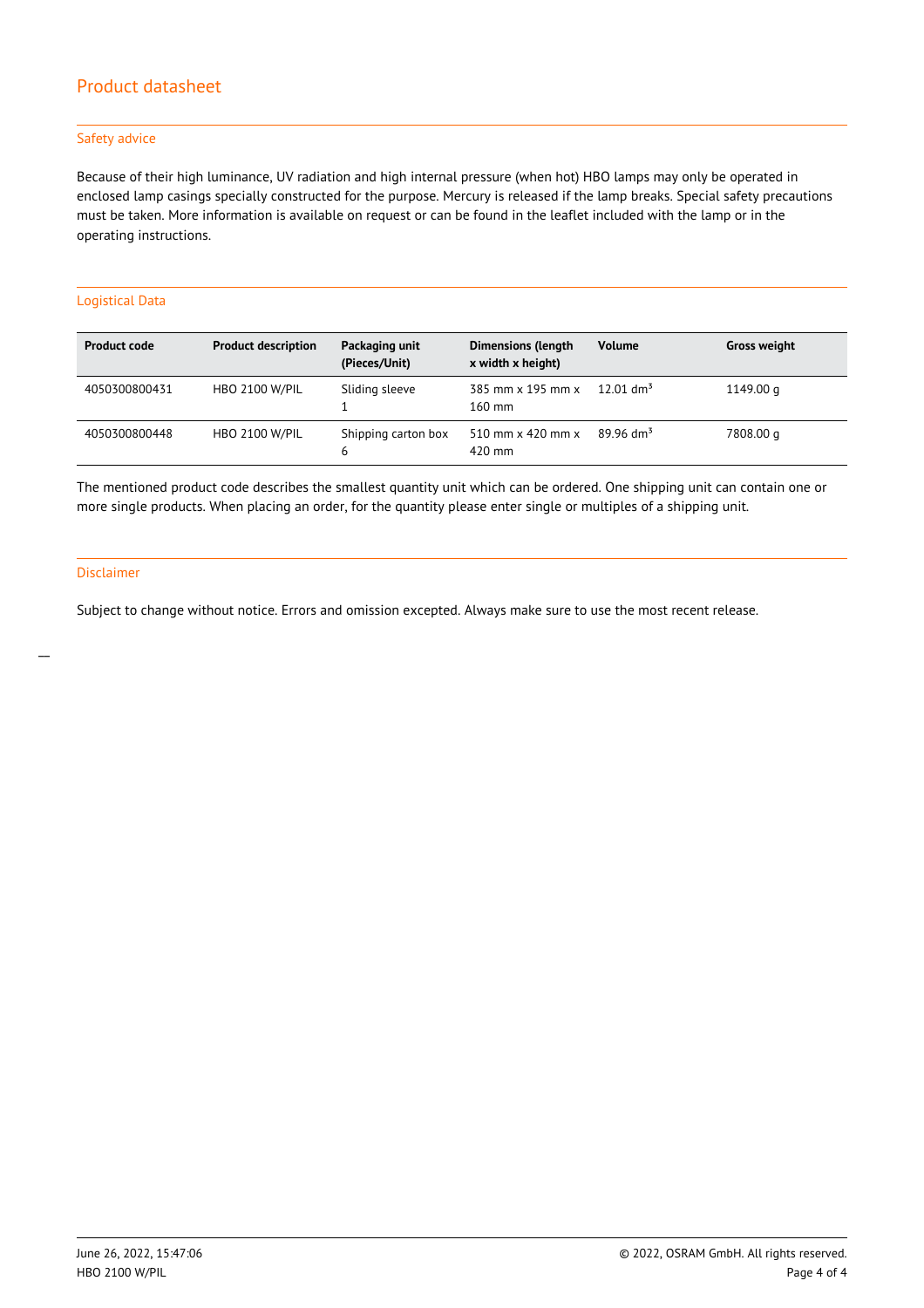## Safety advice

Because of their high luminance, UV radiation and high internal pressure (when hot) HBO lamps may only be operated in enclosed lamp casings specially constructed for the purpose. Mercury is released if the lamp breaks. Special safety precautions must be taken. More information is available on request or can be found in the leaflet included with the lamp or in the operating instructions.

## Logistical Data

| Product code | Product description | Packaging unit (Pieces/Unit) | Dimensions (length x width x height) | Volume | Gross weight |
|---|---|---|---|---|---|
| 4050300800431 | HBO 2100 W/PIL | Sliding sleeve 1 | 385 mm x 195 mm x 160 mm | 12.01 $dm^3$ | 1149.00 g |
| 4050300800448 | HBO 2100 W/PIL | Shipping carton box 6 | 510 mm x 420 mm x 420 mm | 89.96 $dm^3$ | 7808.00 g |

The mentioned product code describes the smallest quantity unit which can be ordered. One shipping unit can contain one or more single products. When placing an order, for the quantity please enter single or multiples of a shipping unit.

## Disclaimer

Subject to change without notice. Errors and omission excepted. Always make sure to use the most recent release.